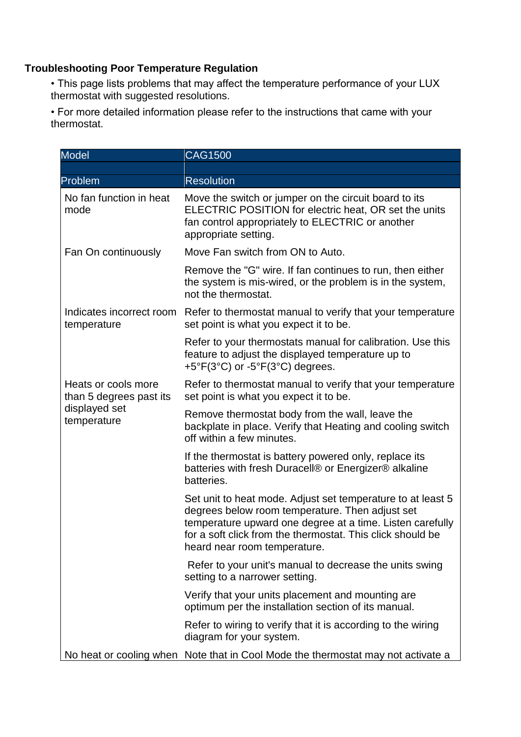## Troubleshooting Poor Temperature Regulation

- This page lists problems that may affect the temperature performance of your LUX thermostat with suggested resolutions.
- For more detailed information please refer to the instructions that came with your thermostat.

| Model | CAG1500 |
|---|---|
| | |
| **Problem** | **Resolution** |
| No fan function in heat mode | Move the switch or jumper on the circuit board to its ELECTRIC POSITION for electric heat, OR set the units fan control appropriately to ELECTRIC or another appropriate setting. |
| Fan On continuously | Move Fan switch from ON to Auto. |
| | Remove the "G" wire. If fan continues to run, then either the system is mis-wired, or the problem is in the system, not the thermostat. |
| Indicates incorrect room temperature | Refer to thermostat manual to verify that your temperature set point is what you expect it to be. |
| | Refer to your thermostats manual for calibration. Use this feature to adjust the displayed temperature up to +5°F(3°C) or -5°F(3°C) degrees. |
| Heats or cools more than 5 degrees past its displayed set temperature | Refer to thermostat manual to verify that your temperature set point is what you expect it to be. |
| | Remove thermostat body from the wall, leave the backplate in place. Verify that Heating and cooling switch off within a few minutes. |
| | If the thermostat is battery powered only, replace its batteries with fresh Duracell® or Energizer® alkaline batteries. |
| | Set unit to heat mode. Adjust set temperature to at least 5 degrees below room temperature. Then adjust set temperature upward one degree at a time. Listen carefully for a soft click from the thermostat. This click should be heard near room temperature. |
| | Refer to your unit's manual to decrease the units swing setting to a narrower setting. |
| | Verify that your units placement and mounting are optimum per the installation section of its manual. |
| | Refer to wiring to verify that it is according to the wiring diagram for your system. |
| No heat or cooling when | Note that in Cool Mode the thermostat may not activate a |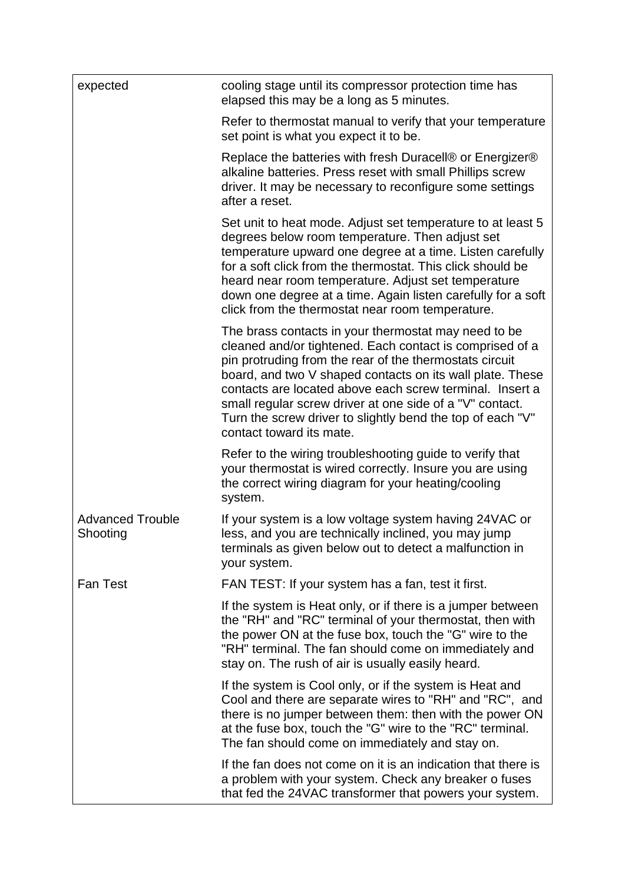| | |
|---|---|
| expected | cooling stage until its compressor protection time has elapsed this may be a long as 5 minutes.<br><br>Refer to thermostat manual to verify that your temperature set point is what you expect it to be.<br><br>Replace the batteries with fresh Duracell® or Energizer® alkaline batteries. Press reset with small Phillips screw driver. It may be necessary to reconfigure some settings after a reset.<br><br>Set unit to heat mode. Adjust set temperature to at least 5 degrees below room temperature. Then adjust set temperature upward one degree at a time. Listen carefully for a soft click from the thermostat. This click should be heard near room temperature. Adjust set temperature down one degree at a time. Again listen carefully for a soft click from the thermostat near room temperature.<br><br>The brass contacts in your thermostat may need to be cleaned and/or tightened. Each contact is comprised of a pin protruding from the rear of the thermostats circuit board, and two V shaped contacts on its wall plate. These contacts are located above each screw terminal. Insert a small regular screw driver at one side of a "V" contact. Turn the screw driver to slightly bend the top of each "V" contact toward its mate.<br><br>Refer to the wiring troubleshooting guide to verify that your thermostat is wired correctly. Insure you are using the correct wiring diagram for your heating/cooling system. |
| Advanced Trouble Shooting | If your system is a low voltage system having 24VAC or less, and you are technically inclined, you may jump terminals as given below out to detect a malfunction in your system. |
| Fan Test | FAN TEST: If your system has a fan, test it first.<br><br>If the system is Heat only, or if there is a jumper between the "RH" and "RC" terminal of your thermostat, then with the power ON at the fuse box, touch the "G" wire to the "RH" terminal. The fan should come on immediately and stay on. The rush of air is usually easily heard.<br><br>If the system is Cool only, or if the system is Heat and Cool and there are separate wires to "RH" and "RC", and there is no jumper between them: then with the power ON at the fuse box, touch the "G" wire to the "RC" terminal. The fan should come on immediately and stay on.<br><br>If the fan does not come on it is an indication that there is a problem with your system. Check any breaker o fuses that fed the 24VAC transformer that powers your system. |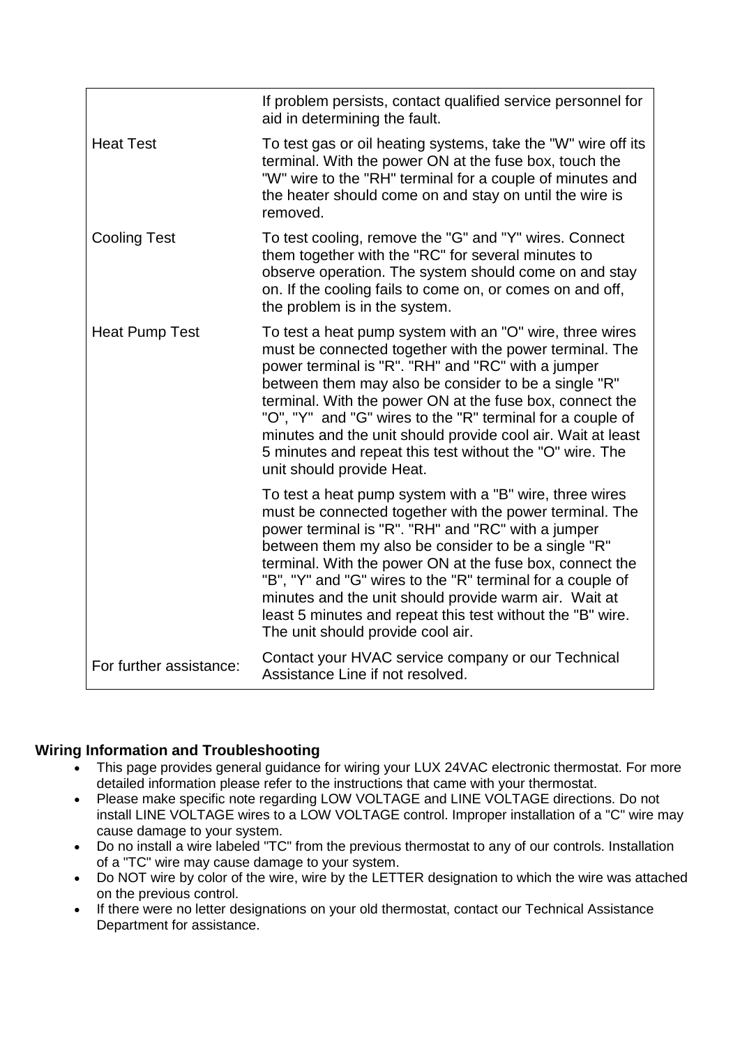| | |
|---|---|
| | If problem persists, contact qualified service personnel for aid in determining the fault. |
| Heat Test | To test gas or oil heating systems, take the "W" wire off its terminal. With the power ON at the fuse box, touch the "W" wire to the "RH" terminal for a couple of minutes and the heater should come on and stay on until the wire is removed. |
| Cooling Test | To test cooling, remove the "G" and "Y" wires. Connect them together with the "RC" for several minutes to observe operation. The system should come on and stay on. If the cooling fails to come on, or comes on and off, the problem is in the system. |
| Heat Pump Test | To test a heat pump system with an "O" wire, three wires must be connected together with the power terminal. The power terminal is "R". "RH" and "RC" with a jumper between them may also be consider to be a single "R" terminal. With the power ON at the fuse box, connect the "O", "Y" and "G" wires to the "R" terminal for a couple of minutes and the unit should provide cool air. Wait at least 5 minutes and repeat this test without the "O" wire. The unit should provide Heat. |
| | To test a heat pump system with a "B" wire, three wires must be connected together with the power terminal. The power terminal is "R". "RH" and "RC" with a jumper between them my also be consider to be a single "R" terminal. With the power ON at the fuse box, connect the "B", "Y" and "G" wires to the "R" terminal for a couple of minutes and the unit should provide warm air. Wait at least 5 minutes and repeat this test without the "B" wire. The unit should provide cool air. |
| For further assistance: | Contact your HVAC service company or our Technical Assistance Line if not resolved. |

**Wiring Information and Troubleshooting**

- This page provides general guidance for wiring your LUX 24VAC electronic thermostat. For more detailed information please refer to the instructions that came with your thermostat.
- Please make specific note regarding LOW VOLTAGE and LINE VOLTAGE directions. Do not install LINE VOLTAGE wires to a LOW VOLTAGE control. Improper installation of a "C" wire may cause damage to your system.
- Do no install a wire labeled "TC" from the previous thermostat to any of our controls. Installation of a "TC" wire may cause damage to your system.
- Do NOT wire by color of the wire, wire by the LETTER designation to which the wire was attached on the previous control.
- If there were no letter designations on your old thermostat, contact our Technical Assistance Department for assistance.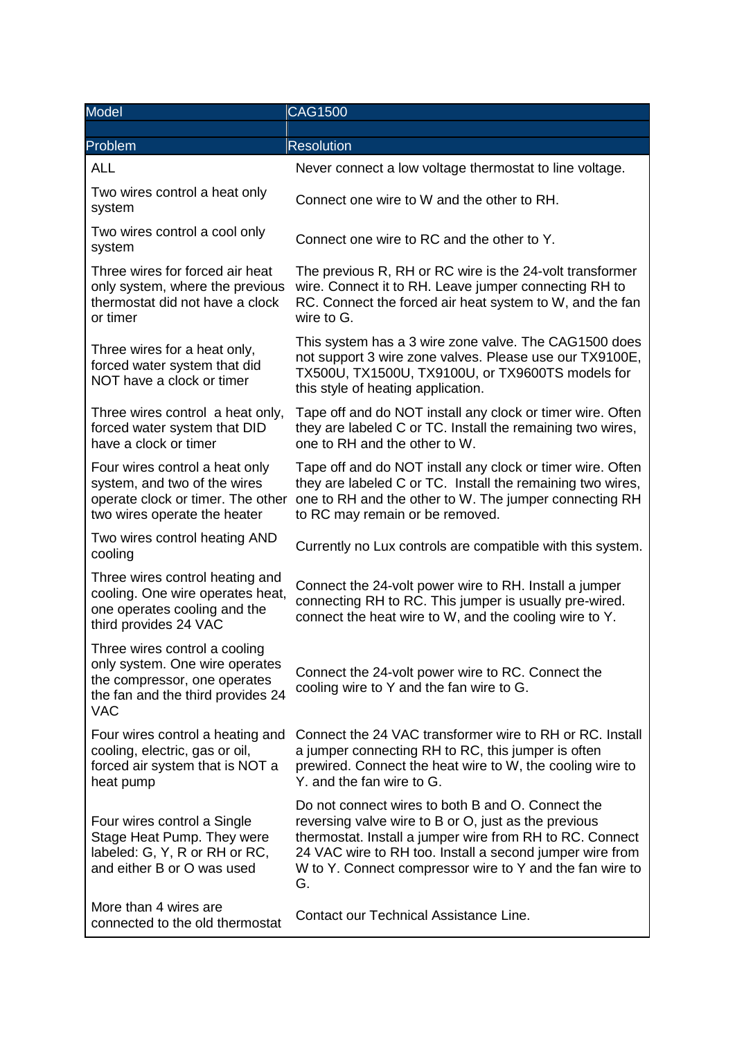| Model | CAG1500 |
|---|---|
| | |
| **Problem** | **Resolution** |
| ALL | Never connect a low voltage thermostat to line voltage. |
| Two wires control a heat only system | Connect one wire to W and the other to RH. |
| Two wires control a cool only system | Connect one wire to RC and the other to Y. |
| Three wires for forced air heat only system, where the previous thermostat did not have a clock or timer | The previous R, RH or RC wire is the 24-volt transformer wire. Connect it to RH. Leave jumper connecting RH to RC. Connect the forced air heat system to W, and the fan wire to G. |
| Three wires for a heat only, forced water system that did NOT have a clock or timer | This system has a 3 wire zone valve. The CAG1500 does not support 3 wire zone valves. Please use our TX9100E, TX500U, TX1500U, TX9100U, or TX9600TS models for this style of heating application. |
| Three wires control a heat only, forced water system that DID have a clock or timer | Tape off and do NOT install any clock or timer wire. Often they are labeled C or TC. Install the remaining two wires, one to RH and the other to W. |
| Four wires control a heat only system, and two of the wires operate clock or timer. The other two wires operate the heater | Tape off and do NOT install any clock or timer wire. Often they are labeled C or TC. Install the remaining two wires, one to RH and the other to W. The jumper connecting RH to RC may remain or be removed. |
| Two wires control heating AND cooling | Currently no Lux controls are compatible with this system. |
| Three wires control heating and cooling. One wire operates heat, one operates cooling and the third provides 24 VAC | Connect the 24-volt power wire to RH. Install a jumper connecting RH to RC. This jumper is usually pre-wired. connect the heat wire to W, and the cooling wire to Y. |
| Three wires control a cooling only system. One wire operates the compressor, one operates the fan and the third provides 24 VAC | Connect the 24-volt power wire to RC. Connect the cooling wire to Y and the fan wire to G. |
| Four wires control a heating and cooling, electric, gas or oil, forced air system that is NOT a heat pump | Connect the 24 VAC transformer wire to RH or RC. Install a jumper connecting RH to RC, this jumper is often prewired. Connect the heat wire to W, the cooling wire to Y. and the fan wire to G. |
| Four wires control a Single Stage Heat Pump. They were labeled: G, Y, R or RH or RC, and either B or O was used | Do not connect wires to both B and O. Connect the reversing valve wire to B or O, just as the previous thermostat. Install a jumper wire from RH to RC. Connect 24 VAC wire to RH too. Install a second jumper wire from W to Y. Connect compressor wire to Y and the fan wire to G. |
| More than 4 wires are connected to the old thermostat | Contact our Technical Assistance Line. |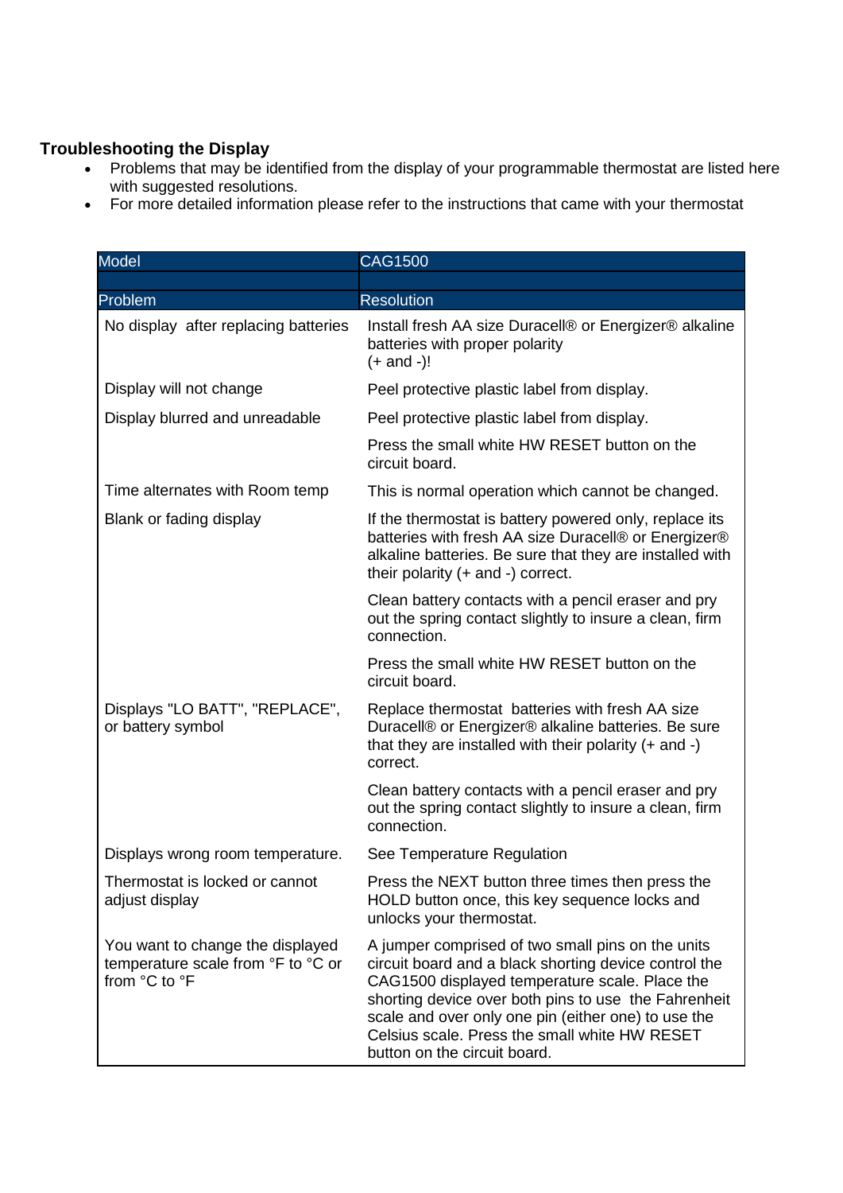## Troubleshooting the Display

- Problems that may be identified from the display of your programmable thermostat are listed here with suggested resolutions.
- For more detailed information please refer to the instructions that came with your thermostat

| Model | CAG1500 |
|---|---|
| | |
| **Problem** | **Resolution** |
| No display after replacing batteries | Install fresh AA size Duracell® or Energizer® alkaline batteries with proper polarity (+ and -)! |
| Display will not change | Peel protective plastic label from display. |
| Display blurred and unreadable | Peel protective plastic label from display. |
| | Press the small white HW RESET button on the circuit board. |
| Time alternates with Room temp | This is normal operation which cannot be changed. |
| Blank or fading display | If the thermostat is battery powered only, replace its batteries with fresh AA size Duracell® or Energizer® alkaline batteries. Be sure that they are installed with their polarity (+ and -) correct. |
| | Clean battery contacts with a pencil eraser and pry out the spring contact slightly to insure a clean, firm connection. |
| | Press the small white HW RESET button on the circuit board. |
| Displays "LO BATT", "REPLACE", or battery symbol | Replace thermostat batteries with fresh AA size Duracell® or Energizer® alkaline batteries. Be sure that they are installed with their polarity (+ and -) correct. |
| | Clean battery contacts with a pencil eraser and pry out the spring contact slightly to insure a clean, firm connection. |
| Displays wrong room temperature. | See Temperature Regulation |
| Thermostat is locked or cannot adjust display | Press the NEXT button three times then press the HOLD button once, this key sequence locks and unlocks your thermostat. |
| You want to change the displayed temperature scale from °F to °C or from °C to °F | A jumper comprised of two small pins on the units circuit board and a black shorting device control the CAG1500 displayed temperature scale. Place the shorting device over both pins to use the Fahrenheit scale and over only one pin (either one) to use the Celsius scale. Press the small white HW RESET button on the circuit board. |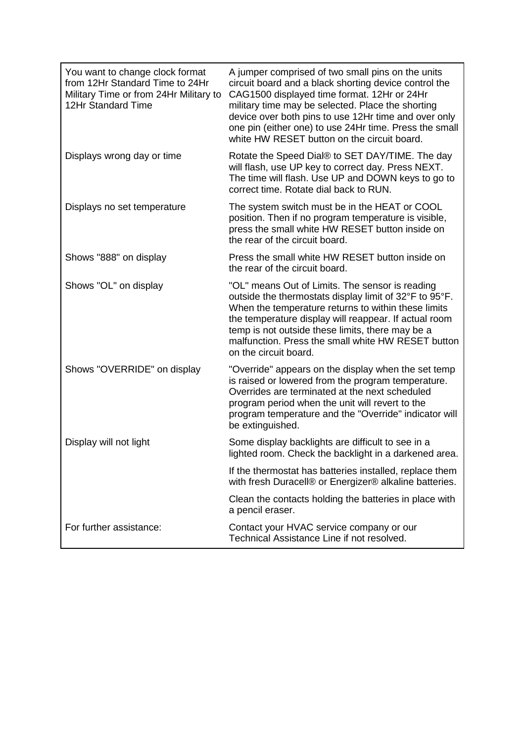| | |
|---|---|
| You want to change clock format from 12Hr Standard Time to 24Hr Military Time or from 24Hr Military to 12Hr Standard Time | A jumper comprised of two small pins on the units circuit board and a black shorting device control the CAG1500 displayed time format. 12Hr or 24Hr military time may be selected. Place the shorting device over both pins to use 12Hr time and over only one pin (either one) to use 24Hr time. Press the small white HW RESET button on the circuit board. |
| Displays wrong day or time | Rotate the Speed Dial® to SET DAY/TIME. The day will flash, use UP key to correct day. Press NEXT. The time will flash. Use UP and DOWN keys to go to correct time. Rotate dial back to RUN. |
| Displays no set temperature | The system switch must be in the HEAT or COOL position. Then if no program temperature is visible, press the small white HW RESET button inside on the rear of the circuit board. |
| Shows "888" on display | Press the small white HW RESET button inside on the rear of the circuit board. |
| Shows "OL" on display | "OL" means Out of Limits. The sensor is reading outside the thermostats display limit of 32°F to 95°F. When the temperature returns to within these limits the temperature display will reappear. If actual room temp is not outside these limits, there may be a malfunction. Press the small white HW RESET button on the circuit board. |
| Shows "OVERRIDE" on display | "Override" appears on the display when the set temp is raised or lowered from the program temperature. Overrides are terminated at the next scheduled program period when the unit will revert to the program temperature and the "Override" indicator will be extinguished. |
| Display will not light | Some display backlights are difficult to see in a lighted room. Check the backlight in a darkened area. |
| | If the thermostat has batteries installed, replace them with fresh Duracell® or Energizer® alkaline batteries. |
| | Clean the contacts holding the batteries in place with a pencil eraser. |
| For further assistance: | Contact your HVAC service company or our Technical Assistance Line if not resolved. |